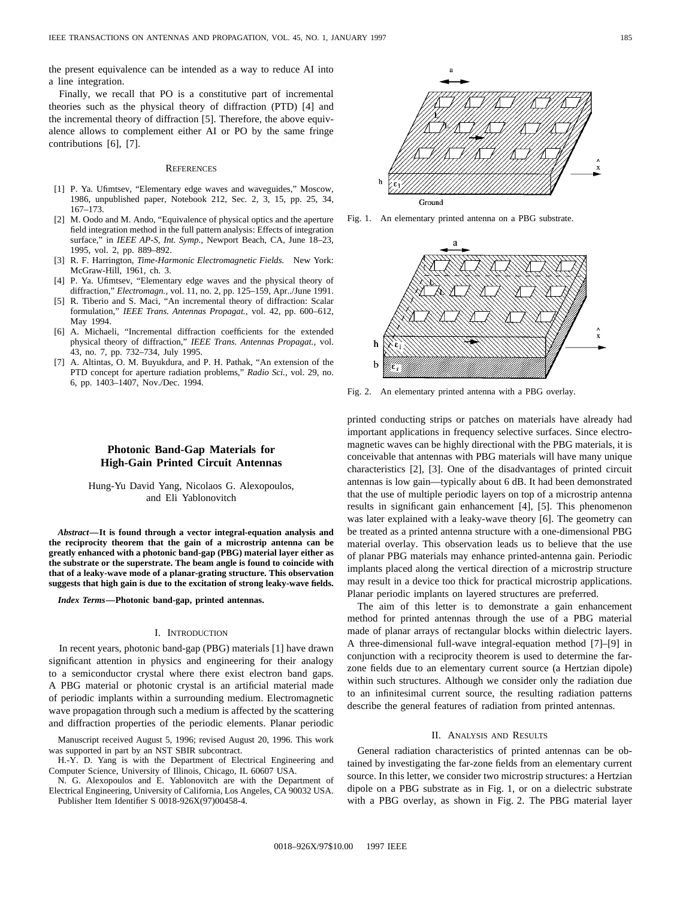the present equivalence can be intended as a way to reduce AI into a line integration.

Finally, we recall that PO is a constitutive part of incremental theories such as the physical theory of diffraction (PTD) [4] and the incremental theory of diffraction [5]. Therefore, the above equivalence allows to complement either AI or PO by the same fringe contributions [6], [7].

### References

[1] P. Ya. Ufimtsev, "Elementary edge waves and waveguides," Moscow, 1986, unpublished paper, Notebook 212, Sec. 2, 3, 15, pp. 25, 34, 167–173.

[2] M. Oodo and M. Ando, "Equivalence of physical optics and the aperture field integration method in the full pattern analysis: Effects of integration surface," in *IEEE AP-S, Int. Symp.*, Newport Beach, CA, June 18–23, 1995, vol. 2, pp. 889–892.

[3] R. F. Harrington, *Time-Harmonic Electromagnetic Fields.* New York: McGraw-Hill, 1961, ch. 3.

[4] P. Ya. Ufimtsev, "Elementary edge waves and the physical theory of diffraction," *Electromagn.*, vol. 11, no. 2, pp. 125–159, Apr../June 1991.

[5] R. Tiberio and S. Maci, "An incremental theory of diffraction: Scalar formulation," *IEEE Trans. Antennas Propagat.*, vol. 42, pp. 600–612, May 1994.

[6] A. Michaeli, "Incremental diffraction coefficients for the extended physical theory of diffraction," *IEEE Trans. Antennas Propagat.*, vol. 43, no. 7, pp. 732–734, July 1995.

[7] A. Altintas, O. M. Buyukdura, and P. H. Pathak, "An extension of the PTD concept for aperture radiation problems," *Radio Sci.*, vol. 29, no. 6, pp. 1403–1407, Nov./Dec. 1994.

# Photonic Band-Gap Materials for High-Gain Printed Circuit Antennas

Hung-Yu David Yang, Nicolaos G. Alexopoulos, and Eli Yablonovitch

***Abstract*—It is found through a vector integral-equation analysis and the reciprocity theorem that the gain of a microstrip antenna can be greatly enhanced with a photonic band-gap (PBG) material layer either as the substrate or the superstrate. The beam angle is found to coincide with that of a leaky-wave mode of a planar-grating structure. This observation suggests that high gain is due to the excitation of strong leaky-wave fields.**

***Index Terms*—Photonic band-gap, printed antennas.**

## I. Introduction

In recent years, photonic band-gap (PBG) materials [1] have drawn significant attention in physics and engineering for their analogy to a semiconductor crystal where there exist electron band gaps. A PBG material or photonic crystal is an artificial material made of periodic implants within a surrounding medium. Electromagnetic wave propagation through such a medium is affected by the scattering and diffraction properties of the periodic elements. Planar periodic printed conducting strips or patches on materials have already had important applications in frequency selective surfaces. Since electromagnetic waves can be highly directional with the PBG materials, it is conceivable that antennas with PBG materials will have many unique characteristics [2], [3]. One of the disadvantages of printed circuit antennas is low gain—typically about 6 dB. It had been demonstrated that the use of multiple periodic layers on top of a microstrip antenna results in significant gain enhancement [4], [5]. This phenomenon was later explained with a leaky-wave theory [6]. The geometry can be treated as a printed antenna structure with a one-dimensional PBG material overlay. This observation leads us to believe that the use of planar PBG materials may enhance printed-antenna gain. Periodic implants placed along the vertical direction of a microstrip structure may result in a device too thick for practical microstrip applications. Planar periodic implants on layered structures are preferred.

Manuscript received August 5, 1996; revised August 20, 1996. This work was supported in part by an NST SBIR subcontract.

H.-Y. D. Yang is with the Department of Electrical Engineering and Computer Science, University of Illinois, Chicago, IL 60607 USA.

N. G. Alexopoulos and E. Yablonovitch are with the Department of Electrical Engineering, University of California, Los Angeles, CA 90032 USA.

Publisher Item Identifier S 0018-926X(97)00458-4.

Fig. 1. An elementary printed antenna on a PBG substrate.

Fig. 2. An elementary printed antenna with a PBG overlay.

The aim of this letter is to demonstrate a gain enhancement method for printed antennas through the use of a PBG material made of planar arrays of rectangular blocks within dielectric layers. A three-dimensional full-wave integral-equation method [7]–[9] in conjunction with a reciprocity theorem is used to determine the far-zone fields due to an elementary current source (a Hertzian dipole) within such structures. Although we consider only the radiation due to an infinitesimal current source, the resulting radiation patterns describe the general features of radiation from printed antennas.

## II. Analysis and Results

General radiation characteristics of printed antennas can be obtained by investigating the far-zone fields from an elementary current source. In this letter, we consider two microstrip structures: a Hertzian dipole on a PBG substrate as in Fig. 1, or on a dielectric substrate with a PBG overlay, as shown in Fig. 2. The PBG material layer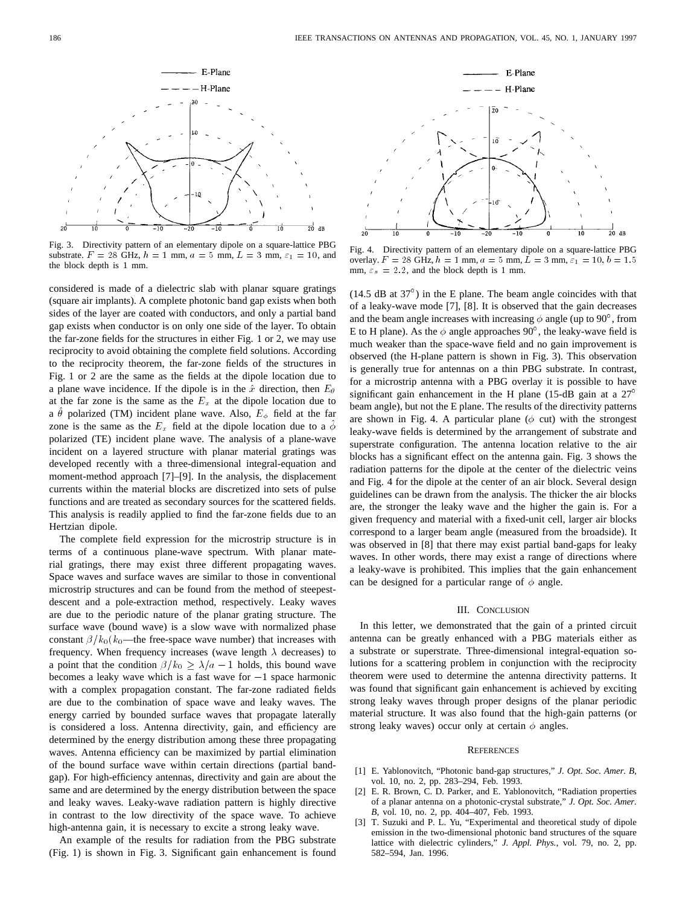Fig. 3. Directivity pattern of an elementary dipole on a square-lattice PBG substrate. $F = 28$ GHz, $h = 1$ mm, $a = 5$ mm, $L = 3$ mm, $\varepsilon_1 = 10$, and the block depth is 1 mm.

Fig. 4. Directivity pattern of an elementary dipole on a square-lattice PBG overlay. $F = 28$ GHz, $h = 1$ mm, $a = 5$ mm, $L = 3$ mm, $\varepsilon_1 = 10$, $b = 1.5$ mm, $\varepsilon_s = 2.2$, and the block depth is 1 mm.

considered is made of a dielectric slab with planar square gratings (square air implants). A complete photonic band gap exists when both sides of the layer are coated with conductors, and only a partial band gap exists when conductor is on only one side of the layer. To obtain the far-zone fields for the structures in either Fig. 1 or 2, we may use reciprocity to avoid obtaining the complete field solutions. According to the reciprocity theorem, the far-zone fields of the structures in Fig. 1 or 2 are the same as the fields at the dipole location due to a plane wave incidence. If the dipole is in the $\hat{x}$ direction, then $E_\theta$ at the far zone is the same as the $E_x$ at the dipole location due to a $\hat{\theta}$ polarized (TM) incident plane wave. Also, $E_\phi$ field at the far zone is the same as the $E_x$ field at the dipole location due to a $\hat{\phi}$ polarized (TE) incident plane wave. The analysis of a plane-wave incident on a layered structure with planar material gratings was developed recently with a three-dimensional integral-equation and moment-method approach [7]–[9]. In the analysis, the displacement currents within the material blocks are discretized into sets of pulse functions and are treated as secondary sources for the scattered fields. This analysis is readily applied to find the far-zone fields due to an Hertzian dipole.

The complete field expression for the microstrip structure is in terms of a continuous plane-wave spectrum. With planar material gratings, there may exist three different propagating waves. Space waves and surface waves are similar to those in conventional microstrip structures and can be found from the method of steepest-descent and a pole-extraction method, respectively. Leaky waves are due to the periodic nature of the planar grating structure. The surface wave (bound wave) is a slow wave with normalized phase constant $\beta/k_0$ ($k_0$—the free-space wave number) that increases with frequency. When frequency increases (wave length $\lambda$ decreases) to a point that the condition $\beta/k_0 \geq \lambda/a - 1$ holds, this bound wave becomes a leaky wave which is a fast wave for $-1$ space harmonic with a complex propagation constant. The far-zone radiated fields are due to the combination of space wave and leaky waves. The energy carried by bounded surface waves that propagate laterally is considered a loss. Antenna directivity, gain, and efficiency are determined by the energy distribution among these three propagating waves. Antenna efficiency can be maximized by partial elimination of the bound surface wave within certain directions (partial band-gap). For high-efficiency antennas, directivity and gain are about the same and are determined by the energy distribution between the space and leaky waves. Leaky-wave radiation pattern is highly directive in contrast to the low directivity of the space wave. To achieve high-antenna gain, it is necessary to excite a strong leaky wave.

An example of the results for radiation from the PBG substrate (Fig. 1) is shown in Fig. 3. Significant gain enhancement is found (14.5 dB at 37°) in the E plane. The beam angle coincides with that of a leaky-wave mode [7], [8]. It is observed that the gain decreases and the beam angle increases with increasing $\phi$ angle (up to 90°, from E to H plane). As the $\phi$ angle approaches 90°, the leaky-wave field is much weaker than the space-wave field and no gain improvement is observed (the H-plane pattern is shown in Fig. 3). This observation is generally true for antennas on a thin PBG substrate. In contrast, for a microstrip antenna with a PBG overlay it is possible to have significant gain enhancement in the H plane (15-dB gain at a 27° beam angle), but not the E plane. The results of the directivity patterns are shown in Fig. 4. A particular plane ($\phi$ cut) with the strongest leaky-wave fields is determined by the arrangement of substrate and superstrate configuration. The antenna location relative to the air blocks has a significant effect on the antenna gain. Fig. 3 shows the radiation patterns for the dipole at the center of the dielectric veins and Fig. 4 for the dipole at the center of an air block. Several design guidelines can be drawn from the analysis. The thicker the air blocks are, the stronger the leaky wave and the higher the gain is. For a given frequency and material with a fixed-unit cell, larger air blocks correspond to a larger beam angle (measured from the broadside). It was observed in [8] that there may exist partial band-gaps for leaky waves. In other words, there may exist a range of directions where a leaky-wave is prohibited. This implies that the gain enhancement can be designed for a particular range of $\phi$ angle.

## III. Conclusion

In this letter, we demonstrated that the gain of a printed circuit antenna can be greatly enhanced with a PBG materials either as a substrate or superstrate. Three-dimensional integral-equation solutions for a scattering problem in conjunction with the reciprocity theorem were used to determine the antenna directivity patterns. It was found that significant gain enhancement is achieved by exciting strong leaky waves through proper designs of the planar periodic material structure. It was also found that the high-gain patterns (or strong leaky waves) occur only at certain $\phi$ angles.

## References

[1] E. Yablonovitch, "Photonic band-gap structures," *J. Opt. Soc. Amer. B*, vol. 10, no. 2, pp. 283–294, Feb. 1993.

[2] E. R. Brown, C. D. Parker, and E. Yablonovitch, "Radiation properties of a planar antenna on a photonic-crystal substrate," *J. Opt. Soc. Amer. B*, vol. 10, no. 2, pp. 404–407, Feb. 1993.

[3] T. Suzuki and P. L. Yu, "Experimental and theoretical study of dipole emission in the two-dimensional photonic band structures of the square lattice with dielectric cylinders," *J. Appl. Phys.*, vol. 79, no. 2, pp. 582–594, Jan. 1996.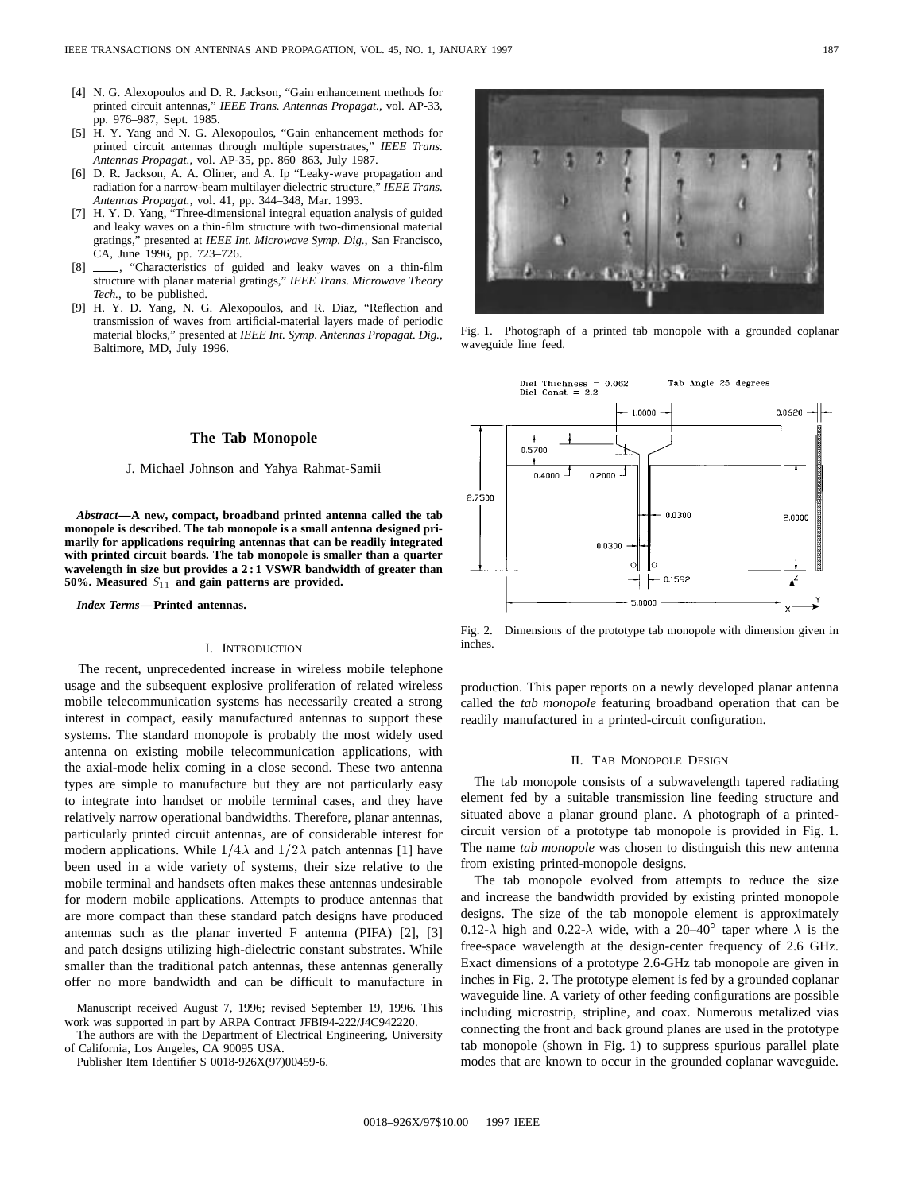[4] N. G. Alexopoulos and D. R. Jackson, "Gain enhancement methods for printed circuit antennas," *IEEE Trans. Antennas Propagat.*, vol. AP-33, pp. 976–987, Sept. 1985.

[5] H. Y. Yang and N. G. Alexopoulos, "Gain enhancement methods for printed circuit antennas through multiple superstrates," *IEEE Trans. Antennas Propagat.*, vol. AP-35, pp. 860–863, July 1987.

[6] D. R. Jackson, A. A. Oliner, and A. Ip "Leaky-wave propagation and radiation for a narrow-beam multilayer dielectric structure," *IEEE Trans. Antennas Propagat.*, vol. 41, pp. 344–348, Mar. 1993.

[7] H. Y. D. Yang, "Three-dimensional integral equation analysis of guided and leaky waves on a thin-film structure with two-dimensional material gratings," presented at *IEEE Int. Microwave Symp. Dig.*, San Francisco, CA, June 1996, pp. 723–726.

[8] ——, "Characteristics of guided and leaky waves on a thin-film structure with planar material gratings," *IEEE Trans. Microwave Theory Tech.*, to be published.

[9] H. Y. D. Yang, N. G. Alexopoulos, and R. Diaz, "Reflection and transmission of waves from artificial-material layers made of periodic material blocks," presented at *IEEE Int. Symp. Antennas Propagat. Dig.*, Baltimore, MD, July 1996.

# The Tab Monopole

J. Michael Johnson and Yahya Rahmat-Samii

***Abstract*—A new, compact, broadband printed antenna called the tab monopole is described. The tab monopole is a small antenna designed primarily for applications requiring antennas that can be readily integrated with printed circuit boards. The tab monopole is smaller than a quarter wavelength in size but provides a 2 : 1 VSWR bandwidth of greater than 50%. Measured $S_{11}$ and gain patterns are provided.**

***Index Terms*—Printed antennas.**

## I. Introduction

The recent, unprecedented increase in wireless mobile telephone usage and the subsequent explosive proliferation of related wireless mobile telecommunication systems has necessarily created a strong interest in compact, easily manufactured antennas to support these systems. The standard monopole is probably the most widely used antenna on existing mobile telecommunication applications, with the axial-mode helix coming in a close second. These two antenna types are simple to manufacture but they are not particularly easy to integrate into handset or mobile terminal cases, and they have relatively narrow operational bandwidths. Therefore, planar antennas, particularly printed circuit antennas, are of considerable interest for modern applications. While $1/4\lambda$ and $1/2\lambda$ patch antennas [1] have been used in a wide variety of systems, their size relative to the mobile terminal and handsets often makes these antennas undesirable for modern mobile applications. Attempts to produce antennas that are more compact than these standard patch designs have produced antennas such as the planar inverted F antenna (PIFA) [2], [3] and patch designs utilizing high-dielectric constant substrates. While smaller than the traditional patch antennas, these antennas generally offer no more bandwidth and can be difficult to manufacture in production. This paper reports on a newly developed planar antenna called the *tab monopole* featuring broadband operation that can be readily manufactured in a printed-circuit configuration.

Manuscript received August 7, 1996; revised September 19, 1996. This work was supported in part by ARPA Contract JFBI94-222/J4C942220.

The authors are with the Department of Electrical Engineering, University of California, Los Angeles, CA 90095 USA.

Publisher Item Identifier S 0018-926X(97)00459-6.

Fig. 1. Photograph of a printed tab monopole with a grounded coplanar waveguide line feed.

Diel Thichness = 0.062
Diel Const = 2.2
Tab Angle 25 degrees
1.0000
0.0620
0.5700
0.4000
0.2000
2.7500
0.0300
2.0000
0.0300
0.1592
5.0000
Z
Y
X

Fig. 2. Dimensions of the prototype tab monopole with dimension given in inches.

## II. Tab Monopole Design

The tab monopole consists of a subwavelength tapered radiating element fed by a suitable transmission line feeding structure and situated above a planar ground plane. A photograph of a printed-circuit version of a prototype tab monopole is provided in Fig. 1. The name *tab monopole* was chosen to distinguish this new antenna from existing printed-monopole designs.

The tab monopole evolved from attempts to reduce the size and increase the bandwidth provided by existing printed monopole designs. The size of the tab monopole element is approximately 0.12-$\lambda$ high and 0.22-$\lambda$ wide, with a 20–40° taper where $\lambda$ is the free-space wavelength at the design-center frequency of 2.6 GHz. Exact dimensions of a prototype 2.6-GHz tab monopole are given in inches in Fig. 2. The prototype element is fed by a grounded coplanar waveguide line. A variety of other feeding configurations are possible including microstrip, stripline, and coax. Numerous metalized vias connecting the front and back ground planes are used in the prototype tab monopole (shown in Fig. 1) to suppress spurious parallel plate modes that are known to occur in the grounded coplanar waveguide.